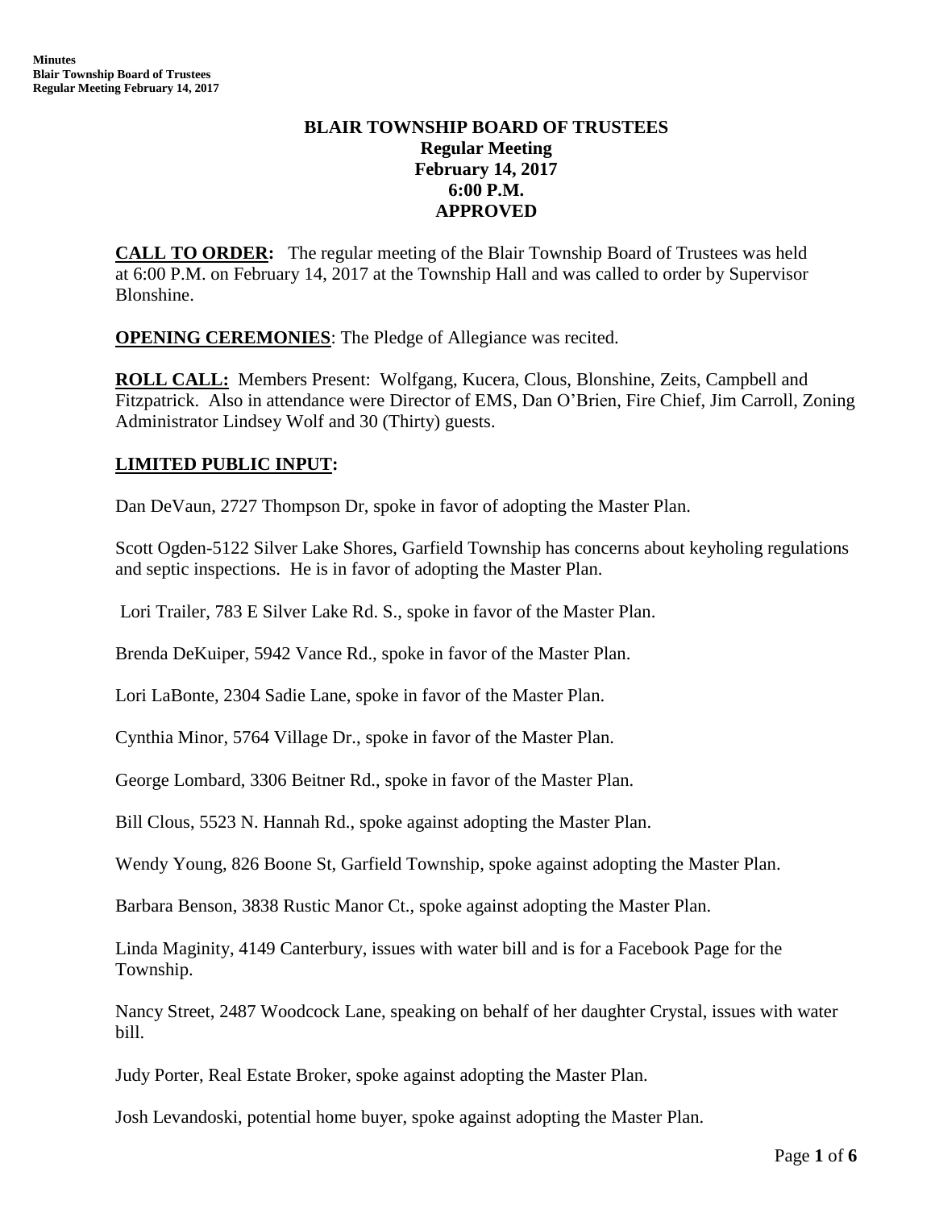# BLAIR TOWNSHIP BOARD OF TRUSTEES

**Regular Meeting**
**February 14, 2017**
**6:00 P.M.**
**APPROVED**

**CALL TO ORDER:** The regular meeting of the Blair Township Board of Trustees was held at 6:00 P.M. on February 14, 2017 at the Township Hall and was called to order by Supervisor Blonshine.

**OPENING CEREMONIES**: The Pledge of Allegiance was recited.

**ROLL CALL:** Members Present: Wolfgang, Kucera, Clous, Blonshine, Zeits, Campbell and Fitzpatrick. Also in attendance were Director of EMS, Dan O'Brien, Fire Chief, Jim Carroll, Zoning Administrator Lindsey Wolf and 30 (Thirty) guests.

**LIMITED PUBLIC INPUT:**

Dan DeVaun, 2727 Thompson Dr, spoke in favor of adopting the Master Plan.

Scott Ogden-5122 Silver Lake Shores, Garfield Township has concerns about keyholing regulations and septic inspections. He is in favor of adopting the Master Plan.

Lori Trailer, 783 E Silver Lake Rd. S., spoke in favor of the Master Plan.

Brenda DeKuiper, 5942 Vance Rd., spoke in favor of the Master Plan.

Lori LaBonte, 2304 Sadie Lane, spoke in favor of the Master Plan.

Cynthia Minor, 5764 Village Dr., spoke in favor of the Master Plan.

George Lombard, 3306 Beitner Rd., spoke in favor of the Master Plan.

Bill Clous, 5523 N. Hannah Rd., spoke against adopting the Master Plan.

Wendy Young, 826 Boone St, Garfield Township, spoke against adopting the Master Plan.

Barbara Benson, 3838 Rustic Manor Ct., spoke against adopting the Master Plan.

Linda Maginity, 4149 Canterbury, issues with water bill and is for a Facebook Page for the Township.

Nancy Street, 2487 Woodcock Lane, speaking on behalf of her daughter Crystal, issues with water bill.

Judy Porter, Real Estate Broker, spoke against adopting the Master Plan.

Josh Levandoski, potential home buyer, spoke against adopting the Master Plan.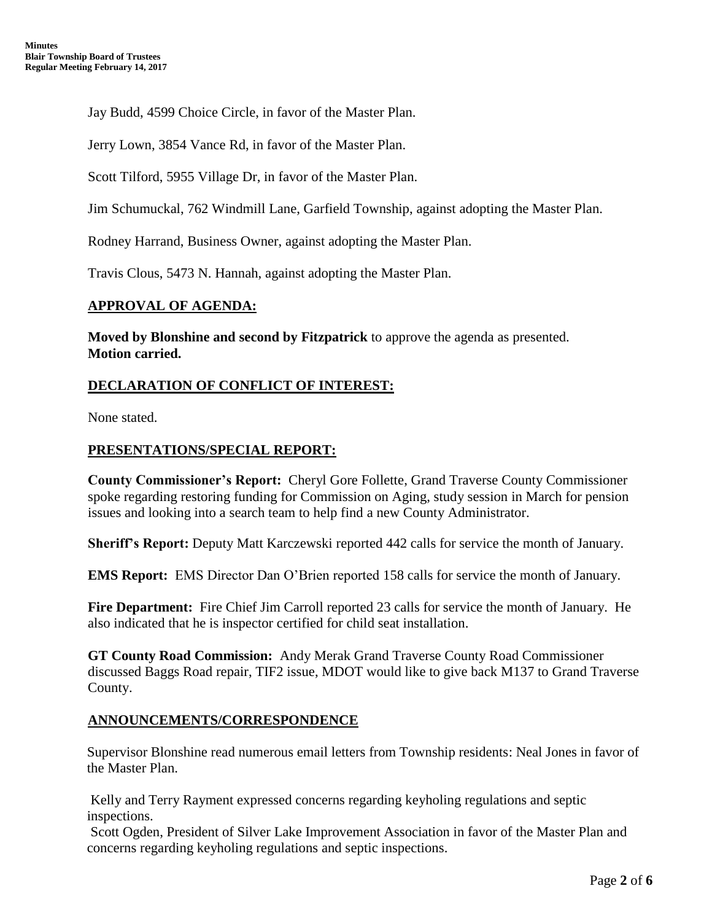Jay Budd, 4599 Choice Circle, in favor of the Master Plan.

Jerry Lown, 3854 Vance Rd, in favor of the Master Plan.

Scott Tilford, 5955 Village Dr, in favor of the Master Plan.

Jim Schumuckal, 762 Windmill Lane, Garfield Township, against adopting the Master Plan.

Rodney Harrand, Business Owner, against adopting the Master Plan.

Travis Clous, 5473 N. Hannah, against adopting the Master Plan.

## APPROVAL OF AGENDA:

**Moved by Blonshine and second by Fitzpatrick** to approve the agenda as presented.
**Motion carried.**

## DECLARATION OF CONFLICT OF INTEREST:

None stated.

## PRESENTATIONS/SPECIAL REPORT:

**County Commissioner's Report:** Cheryl Gore Follette, Grand Traverse County Commissioner spoke regarding restoring funding for Commission on Aging, study session in March for pension issues and looking into a search team to help find a new County Administrator.

**Sheriff's Report:** Deputy Matt Karczewski reported 442 calls for service the month of January.

**EMS Report:** EMS Director Dan O'Brien reported 158 calls for service the month of January.

**Fire Department:** Fire Chief Jim Carroll reported 23 calls for service the month of January. He also indicated that he is inspector certified for child seat installation.

**GT County Road Commission:** Andy Merak Grand Traverse County Road Commissioner discussed Baggs Road repair, TIF2 issue, MDOT would like to give back M137 to Grand Traverse County.

## ANNOUNCEMENTS/CORRESPONDENCE

Supervisor Blonshine read numerous email letters from Township residents: Neal Jones in favor of the Master Plan.

Kelly and Terry Rayment expressed concerns regarding keyholing regulations and septic inspections.
Scott Ogden, President of Silver Lake Improvement Association in favor of the Master Plan and concerns regarding keyholing regulations and septic inspections.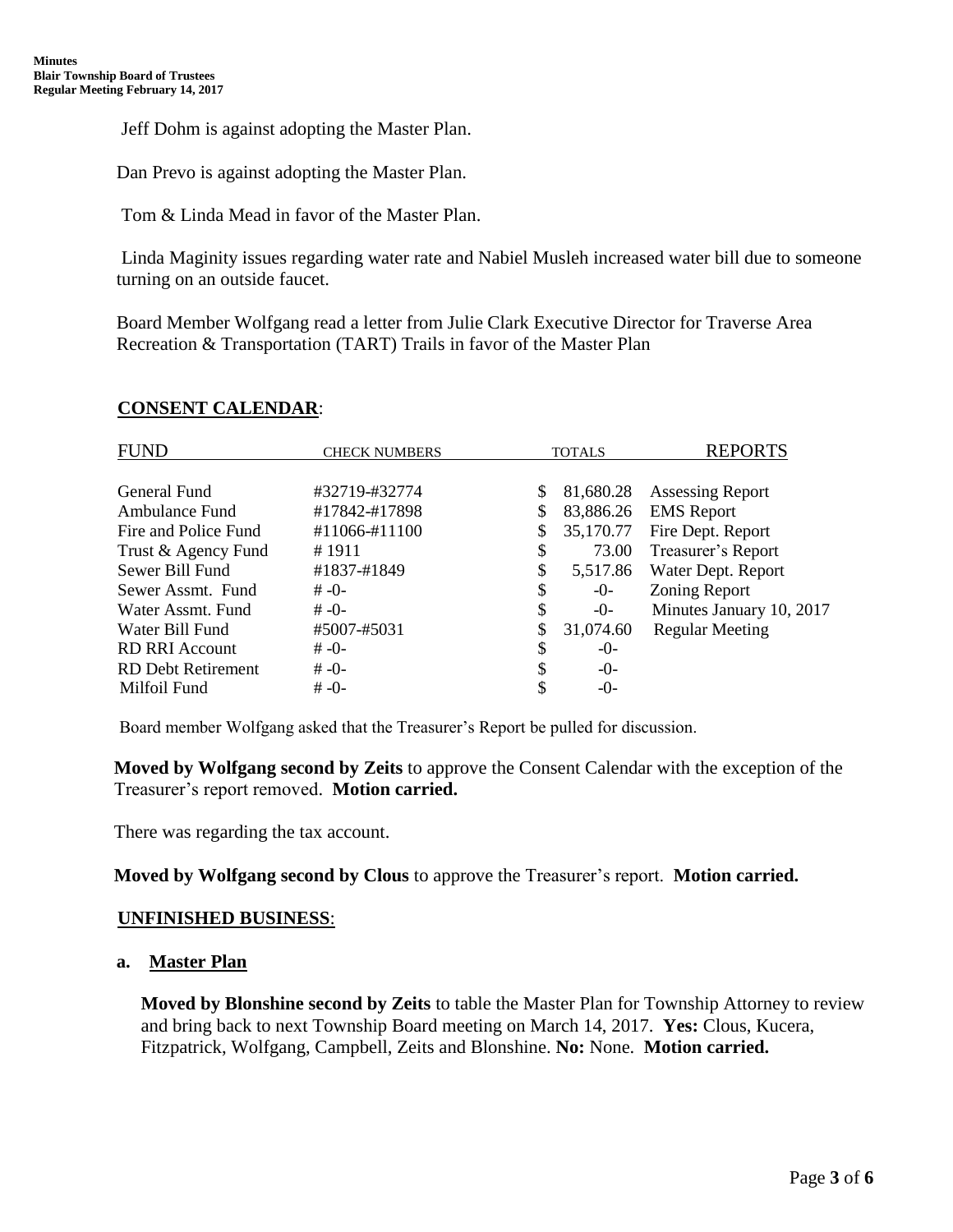Jeff Dohm is against adopting the Master Plan.

Dan Prevo is against adopting the Master Plan.

Tom & Linda Mead in favor of the Master Plan.

Linda Maginity issues regarding water rate and Nabiel Musleh increased water bill due to someone turning on an outside faucet.

Board Member Wolfgang read a letter from Julie Clark Executive Director for Traverse Area Recreation & Transportation (TART) Trails in favor of the Master Plan

## CONSENT CALENDAR:

| FUND | CHECK NUMBERS | TOTALS | REPORTS |
|---|---|---|---|
| General Fund | #32719-#32774 | $ 81,680.28 | Assessing Report |
| Ambulance Fund | #17842-#17898 | $ 83,886.26 | EMS Report |
| Fire and Police Fund | #11066-#11100 | $ 35,170.77 | Fire Dept. Report |
| Trust & Agency Fund | # 1911 | $ 73.00 | Treasurer's Report |
| Sewer Bill Fund | #1837-#1849 | $ 5,517.86 | Water Dept. Report |
| Sewer Assmt. Fund | # -0- | $ -0- | Zoning Report |
| Water Assmt. Fund | # -0- | $ -0- | Minutes January 10, 2017 |
| Water Bill Fund | #5007-#5031 | $ 31,074.60 | Regular Meeting |
| RD RRI Account | # -0- | $ -0- | |
| RD Debt Retirement | # -0- | $ -0- | |
| Milfoil Fund | # -0- | $ -0- | |

Board member Wolfgang asked that the Treasurer's Report be pulled for discussion.

**Moved by Wolfgang second by Zeits** to approve the Consent Calendar with the exception of the Treasurer's report removed. **Motion carried.**

There was regarding the tax account.

**Moved by Wolfgang second by Clous** to approve the Treasurer's report. **Motion carried.**

## UNFINISHED BUSINESS:

### a. Master Plan

**Moved by Blonshine second by Zeits** to table the Master Plan for Township Attorney to review and bring back to next Township Board meeting on March 14, 2017. **Yes:** Clous, Kucera, Fitzpatrick, Wolfgang, Campbell, Zeits and Blonshine. **No:** None. **Motion carried.**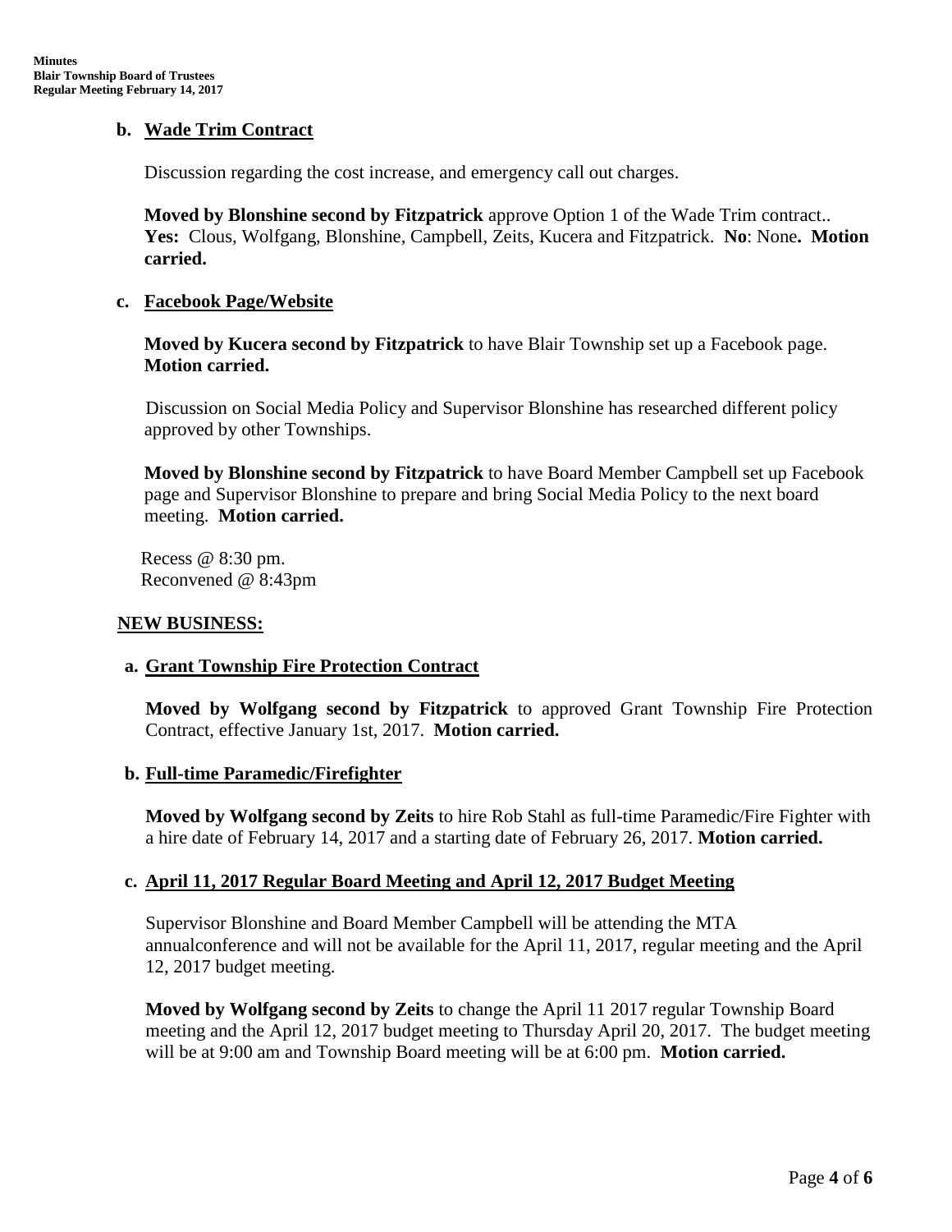**b. Wade Trim Contract**

Discussion regarding the cost increase, and emergency call out charges.

**Moved by Blonshine second by Fitzpatrick** approve Option 1 of the Wade Trim contract.. **Yes:** Clous, Wolfgang, Blonshine, Campbell, Zeits, Kucera and Fitzpatrick. **No**: None**. Motion carried.**

**c. Facebook Page/Website**

**Moved by Kucera second by Fitzpatrick** to have Blair Township set up a Facebook page. **Motion carried.**

Discussion on Social Media Policy and Supervisor Blonshine has researched different policy approved by other Townships.

**Moved by Blonshine second by Fitzpatrick** to have Board Member Campbell set up Facebook page and Supervisor Blonshine to prepare and bring Social Media Policy to the next board meeting. **Motion carried.**

Recess @ 8:30 pm.
Reconvened @ 8:43pm

**NEW BUSINESS:**

**a. Grant Township Fire Protection Contract**

**Moved by Wolfgang second by Fitzpatrick** to approved Grant Township Fire Protection Contract, effective January 1st, 2017. **Motion carried.**

**b. Full-time Paramedic/Firefighter**

**Moved by Wolfgang second by Zeits** to hire Rob Stahl as full-time Paramedic/Fire Fighter with a hire date of February 14, 2017 and a starting date of February 26, 2017. **Motion carried.**

**c. April 11, 2017 Regular Board Meeting and April 12, 2017 Budget Meeting**

Supervisor Blonshine and Board Member Campbell will be attending the MTA annualconference and will not be available for the April 11, 2017, regular meeting and the April 12, 2017 budget meeting.

**Moved by Wolfgang second by Zeits** to change the April 11 2017 regular Township Board meeting and the April 12, 2017 budget meeting to Thursday April 20, 2017. The budget meeting will be at 9:00 am and Township Board meeting will be at 6:00 pm. **Motion carried.**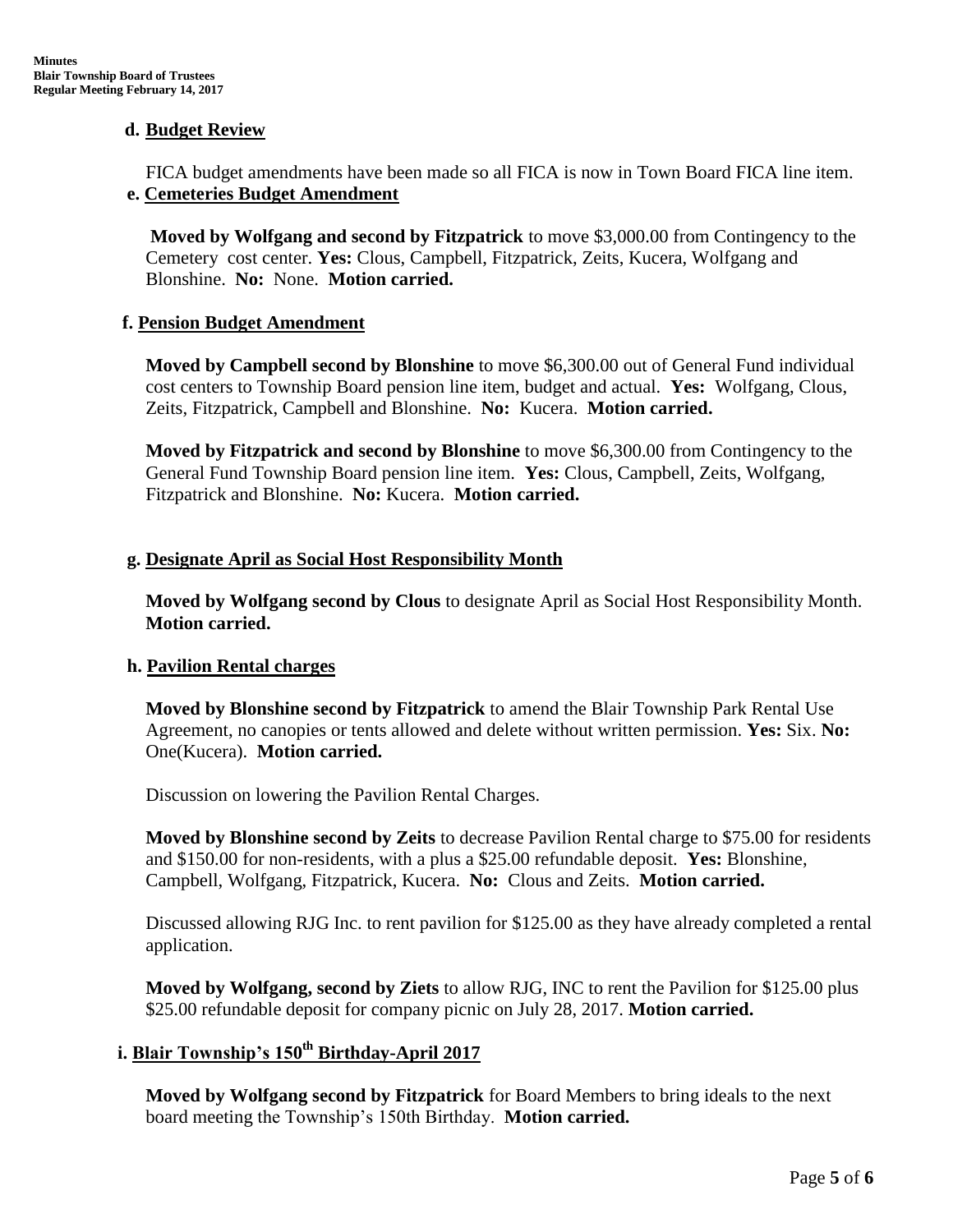**d. Budget Review**

FICA budget amendments have been made so all FICA is now in Town Board FICA line item.

**e. Cemeteries Budget Amendment**

**Moved by Wolfgang and second by Fitzpatrick** to move $3,000.00 from Contingency to the Cemetery cost center. **Yes:** Clous, Campbell, Fitzpatrick, Zeits, Kucera, Wolfgang and Blonshine. **No:** None. **Motion carried.**

**f. Pension Budget Amendment**

**Moved by Campbell second by Blonshine** to move $6,300.00 out of General Fund individual cost centers to Township Board pension line item, budget and actual. **Yes:** Wolfgang, Clous, Zeits, Fitzpatrick, Campbell and Blonshine. **No:** Kucera. **Motion carried.**

**Moved by Fitzpatrick and second by Blonshine** to move $6,300.00 from Contingency to the General Fund Township Board pension line item. **Yes:** Clous, Campbell, Zeits, Wolfgang, Fitzpatrick and Blonshine. **No:** Kucera. **Motion carried.**

**g. Designate April as Social Host Responsibility Month**

**Moved by Wolfgang second by Clous** to designate April as Social Host Responsibility Month. **Motion carried.**

**h. Pavilion Rental charges**

**Moved by Blonshine second by Fitzpatrick** to amend the Blair Township Park Rental Use Agreement, no canopies or tents allowed and delete without written permission. **Yes:** Six. **No:** One(Kucera). **Motion carried.**

Discussion on lowering the Pavilion Rental Charges.

**Moved by Blonshine second by Zeits** to decrease Pavilion Rental charge to $75.00 for residents and $150.00 for non-residents, with a plus a $25.00 refundable deposit. **Yes:** Blonshine, Campbell, Wolfgang, Fitzpatrick, Kucera. **No:** Clous and Zeits. **Motion carried.**

Discussed allowing RJG Inc. to rent pavilion for $125.00 as they have already completed a rental application.

**Moved by Wolfgang, second by Ziets** to allow RJG, INC to rent the Pavilion for $125.00 plus $25.00 refundable deposit for company picnic on July 28, 2017. **Motion carried.**

**i. Blair Township's 150th Birthday-April 2017**

**Moved by Wolfgang second by Fitzpatrick** for Board Members to bring ideals to the next board meeting the Township's 150th Birthday. **Motion carried.**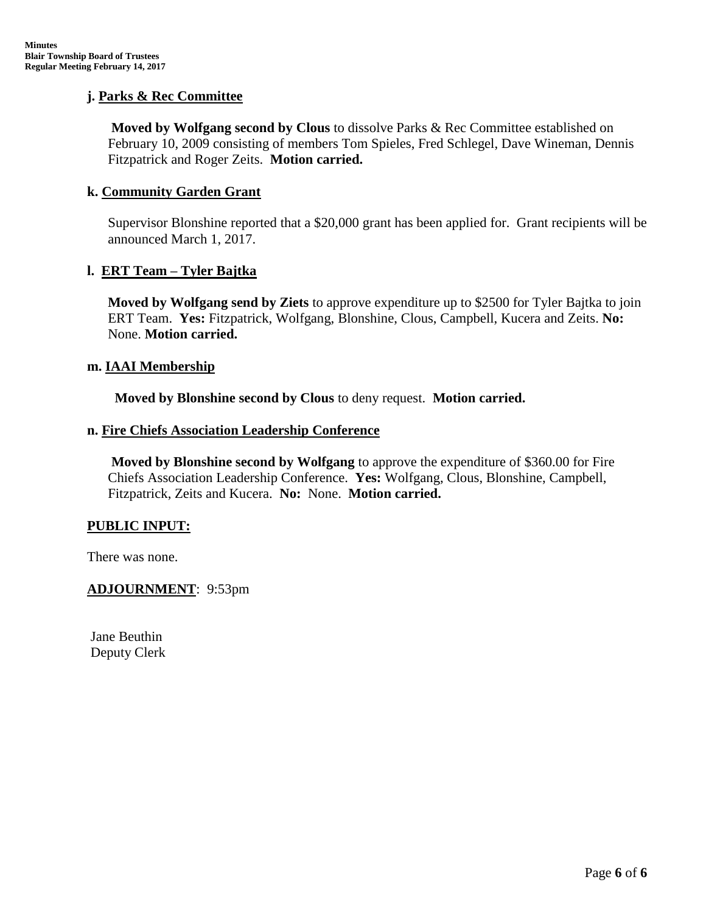**j. Parks & Rec Committee**

**Moved by Wolfgang second by Clous** to dissolve Parks & Rec Committee established on February 10, 2009 consisting of members Tom Spieles, Fred Schlegel, Dave Wineman, Dennis Fitzpatrick and Roger Zeits. **Motion carried.**

**k. Community Garden Grant**

Supervisor Blonshine reported that a $20,000 grant has been applied for. Grant recipients will be announced March 1, 2017.

**l. ERT Team – Tyler Bajtka**

**Moved by Wolfgang send by Ziets** to approve expenditure up to $2500 for Tyler Bajtka to join ERT Team. **Yes:** Fitzpatrick, Wolfgang, Blonshine, Clous, Campbell, Kucera and Zeits. **No:** None. **Motion carried.**

**m. IAAI Membership**

**Moved by Blonshine second by Clous** to deny request. **Motion carried.**

**n. Fire Chiefs Association Leadership Conference**

**Moved by Blonshine second by Wolfgang** to approve the expenditure of $360.00 for Fire Chiefs Association Leadership Conference. **Yes:** Wolfgang, Clous, Blonshine, Campbell, Fitzpatrick, Zeits and Kucera. **No:** None. **Motion carried.**

**PUBLIC INPUT:**

There was none.

**ADJOURNMENT**: 9:53pm

Jane Beuthin
Deputy Clerk